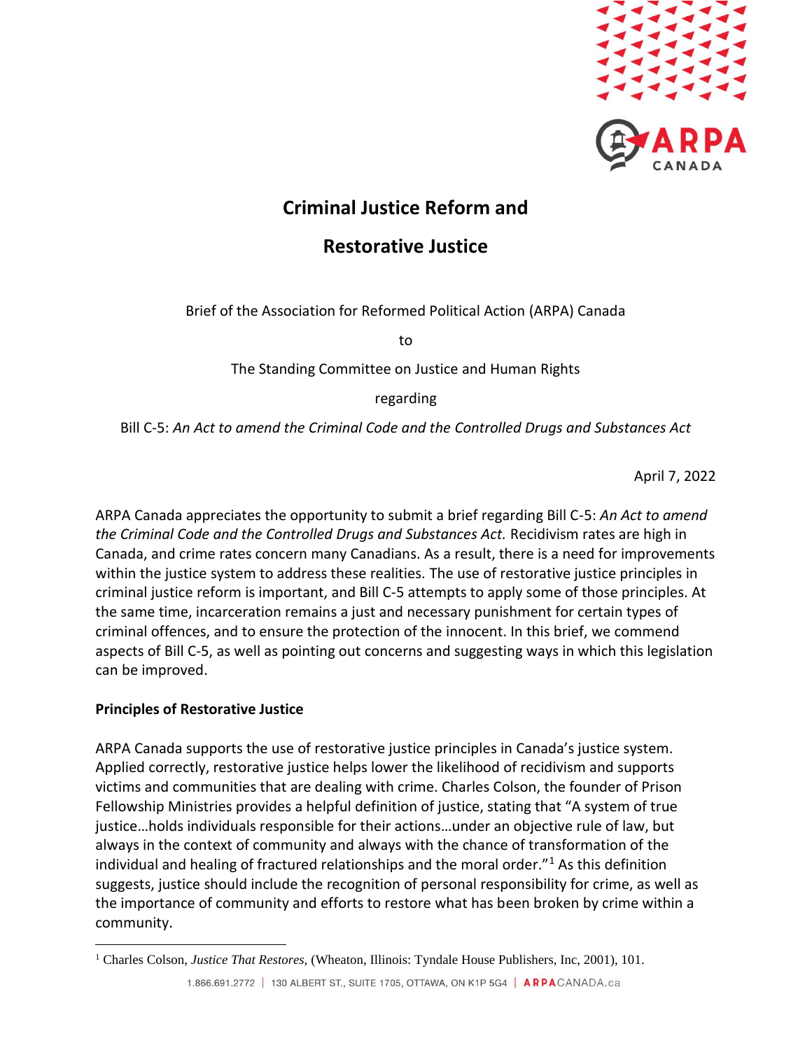# Criminal Justice Reform and

# Restorative Justice

Brief of the Association for Reformed Political Action (ARPA) Canada

to

The Standing Committee on Justice and Human Rights

regarding

Bill C-5: *An Act to amend the Criminal Code and the Controlled Drugs and Substances Act*

April 7, 2022

ARPA Canada appreciates the opportunity to submit a brief regarding Bill C-5: *An Act to amend the Criminal Code and the Controlled Drugs and Substances Act.* Recidivism rates are high in Canada, and crime rates concern many Canadians. As a result, there is a need for improvements within the justice system to address these realities. The use of restorative justice principles in criminal justice reform is important, and Bill C-5 attempts to apply some of those principles. At the same time, incarceration remains a just and necessary punishment for certain types of criminal offences, and to ensure the protection of the innocent. In this brief, we commend aspects of Bill C-5, as well as pointing out concerns and suggesting ways in which this legislation can be improved.

**Principles of Restorative Justice**

ARPA Canada supports the use of restorative justice principles in Canada's justice system. Applied correctly, restorative justice helps lower the likelihood of recidivism and supports victims and communities that are dealing with crime. Charles Colson, the founder of Prison Fellowship Ministries provides a helpful definition of justice, stating that "A system of true justice…holds individuals responsible for their actions…under an objective rule of law, but always in the context of community and always with the chance of transformation of the individual and healing of fractured relationships and the moral order."[1] As this definition suggests, justice should include the recognition of personal responsibility for crime, as well as the importance of community and efforts to restore what has been broken by crime within a community.

[1] Charles Colson, *Justice That Restores,* (Wheaton, Illinois: Tyndale House Publishers, Inc, 2001), 101.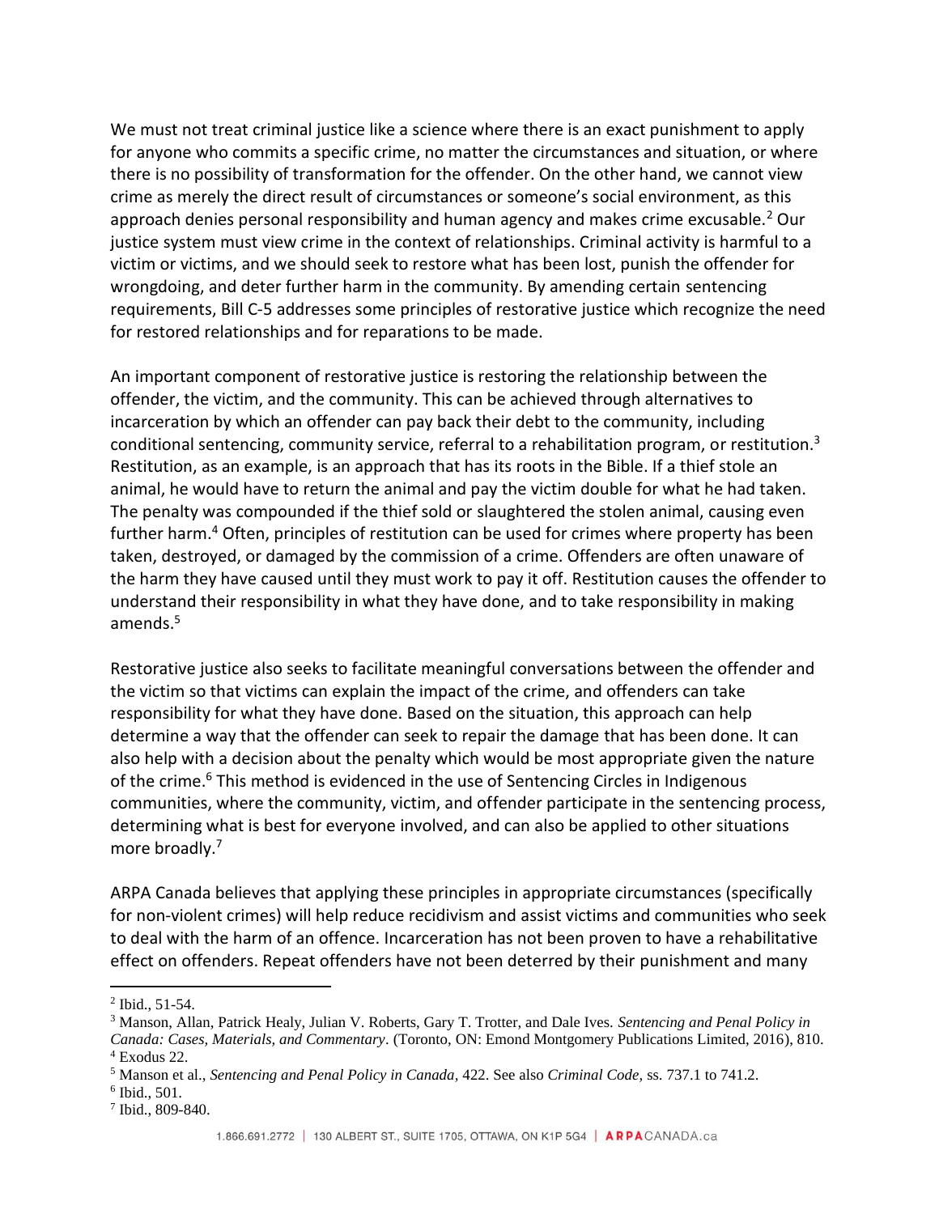We must not treat criminal justice like a science where there is an exact punishment to apply for anyone who commits a specific crime, no matter the circumstances and situation, or where there is no possibility of transformation for the offender. On the other hand, we cannot view crime as merely the direct result of circumstances or someone's social environment, as this approach denies personal responsibility and human agency and makes crime excusable.[2] Our justice system must view crime in the context of relationships. Criminal activity is harmful to a victim or victims, and we should seek to restore what has been lost, punish the offender for wrongdoing, and deter further harm in the community. By amending certain sentencing requirements, Bill C-5 addresses some principles of restorative justice which recognize the need for restored relationships and for reparations to be made.

An important component of restorative justice is restoring the relationship between the offender, the victim, and the community. This can be achieved through alternatives to incarceration by which an offender can pay back their debt to the community, including conditional sentencing, community service, referral to a rehabilitation program, or restitution.[3] Restitution, as an example, is an approach that has its roots in the Bible. If a thief stole an animal, he would have to return the animal and pay the victim double for what he had taken. The penalty was compounded if the thief sold or slaughtered the stolen animal, causing even further harm.[4] Often, principles of restitution can be used for crimes where property has been taken, destroyed, or damaged by the commission of a crime. Offenders are often unaware of the harm they have caused until they must work to pay it off. Restitution causes the offender to understand their responsibility in what they have done, and to take responsibility in making amends.[5]

Restorative justice also seeks to facilitate meaningful conversations between the offender and the victim so that victims can explain the impact of the crime, and offenders can take responsibility for what they have done. Based on the situation, this approach can help determine a way that the offender can seek to repair the damage that has been done. It can also help with a decision about the penalty which would be most appropriate given the nature of the crime.[6] This method is evidenced in the use of Sentencing Circles in Indigenous communities, where the community, victim, and offender participate in the sentencing process, determining what is best for everyone involved, and can also be applied to other situations more broadly.[7]

ARPA Canada believes that applying these principles in appropriate circumstances (specifically for non-violent crimes) will help reduce recidivism and assist victims and communities who seek to deal with the harm of an offence. Incarceration has not been proven to have a rehabilitative effect on offenders. Repeat offenders have not been deterred by their punishment and many

---

[2] Ibid., 51-54.

[3] Manson, Allan, Patrick Healy, Julian V. Roberts, Gary T. Trotter, and Dale Ives. *Sentencing and Penal Policy in Canada: Cases, Materials, and Commentary*. (Toronto, ON: Emond Montgomery Publications Limited, 2016), 810.

[4] Exodus 22.

[5] Manson et al., *Sentencing and Penal Policy in Canada*, 422. See also *Criminal Code*, ss. 737.1 to 741.2.

[6] Ibid., 501.

[7] Ibid., 809-840.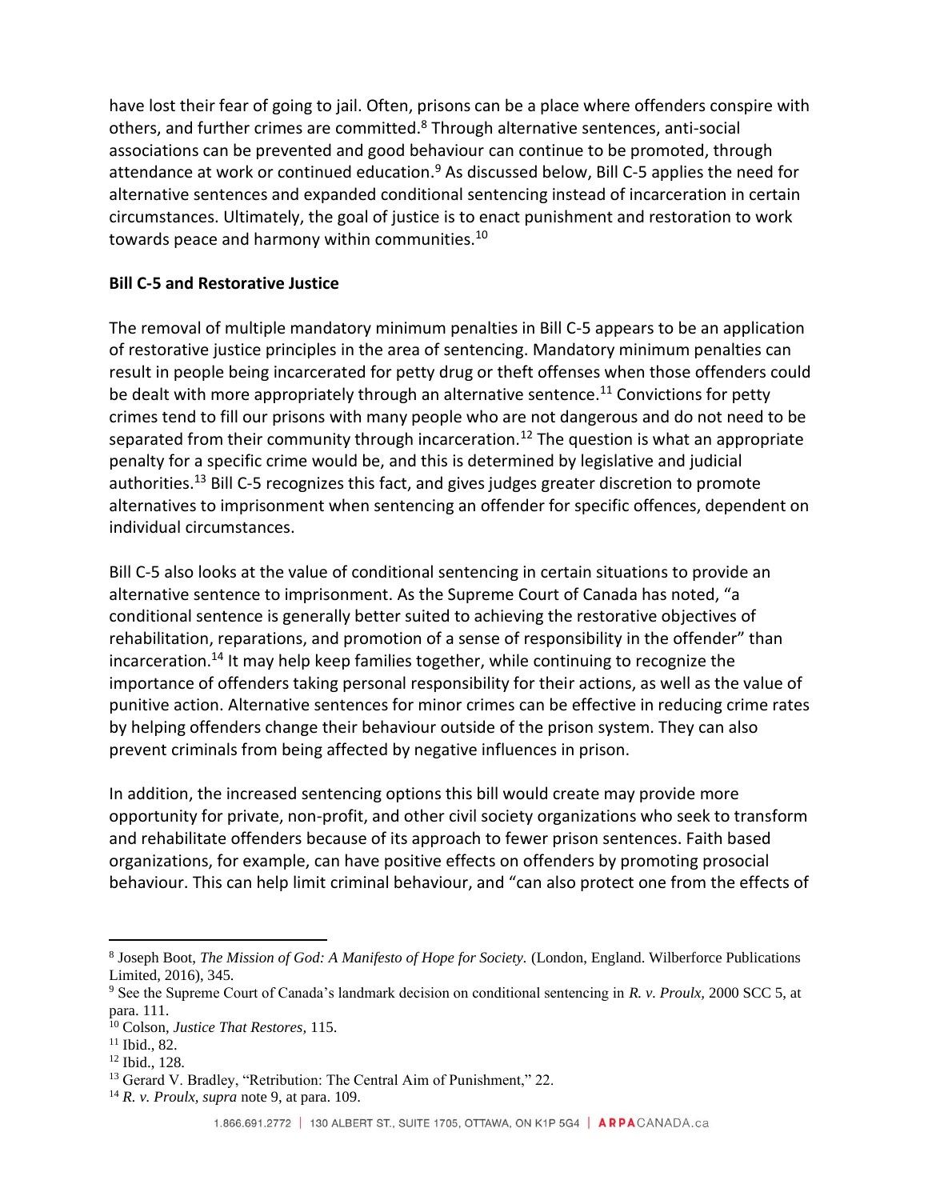have lost their fear of going to jail. Often, prisons can be a place where offenders conspire with others, and further crimes are committed.[8] Through alternative sentences, anti-social associations can be prevented and good behaviour can continue to be promoted, through attendance at work or continued education.[9] As discussed below, Bill C-5 applies the need for alternative sentences and expanded conditional sentencing instead of incarceration in certain circumstances. Ultimately, the goal of justice is to enact punishment and restoration to work towards peace and harmony within communities.[10]

**Bill C-5 and Restorative Justice**

The removal of multiple mandatory minimum penalties in Bill C-5 appears to be an application of restorative justice principles in the area of sentencing. Mandatory minimum penalties can result in people being incarcerated for petty drug or theft offenses when those offenders could be dealt with more appropriately through an alternative sentence.[11] Convictions for petty crimes tend to fill our prisons with many people who are not dangerous and do not need to be separated from their community through incarceration.[12] The question is what an appropriate penalty for a specific crime would be, and this is determined by legislative and judicial authorities.[13] Bill C-5 recognizes this fact, and gives judges greater discretion to promote alternatives to imprisonment when sentencing an offender for specific offences, dependent on individual circumstances.

Bill C-5 also looks at the value of conditional sentencing in certain situations to provide an alternative sentence to imprisonment. As the Supreme Court of Canada has noted, "a conditional sentence is generally better suited to achieving the restorative objectives of rehabilitation, reparations, and promotion of a sense of responsibility in the offender" than incarceration.[14] It may help keep families together, while continuing to recognize the importance of offenders taking personal responsibility for their actions, as well as the value of punitive action. Alternative sentences for minor crimes can be effective in reducing crime rates by helping offenders change their behaviour outside of the prison system. They can also prevent criminals from being affected by negative influences in prison.

In addition, the increased sentencing options this bill would create may provide more opportunity for private, non-profit, and other civil society organizations who seek to transform and rehabilitate offenders because of its approach to fewer prison sentences. Faith based organizations, for example, can have positive effects on offenders by promoting prosocial behaviour. This can help limit criminal behaviour, and "can also protect one from the effects of

---

[8] Joseph Boot, *The Mission of God: A Manifesto of Hope for Society.* (London, England. Wilberforce Publications Limited, 2016), 345.

[9] See the Supreme Court of Canada's landmark decision on conditional sentencing in *R. v. Proulx*, 2000 SCC 5, at para. 111.

[10] Colson, *Justice That Restores,* 115.

[11] Ibid., 82.

[12] Ibid., 128.

[13] Gerard V. Bradley, "Retribution: The Central Aim of Punishment," 22.

[14] *R. v. Proulx, supra* note 9, at para. 109.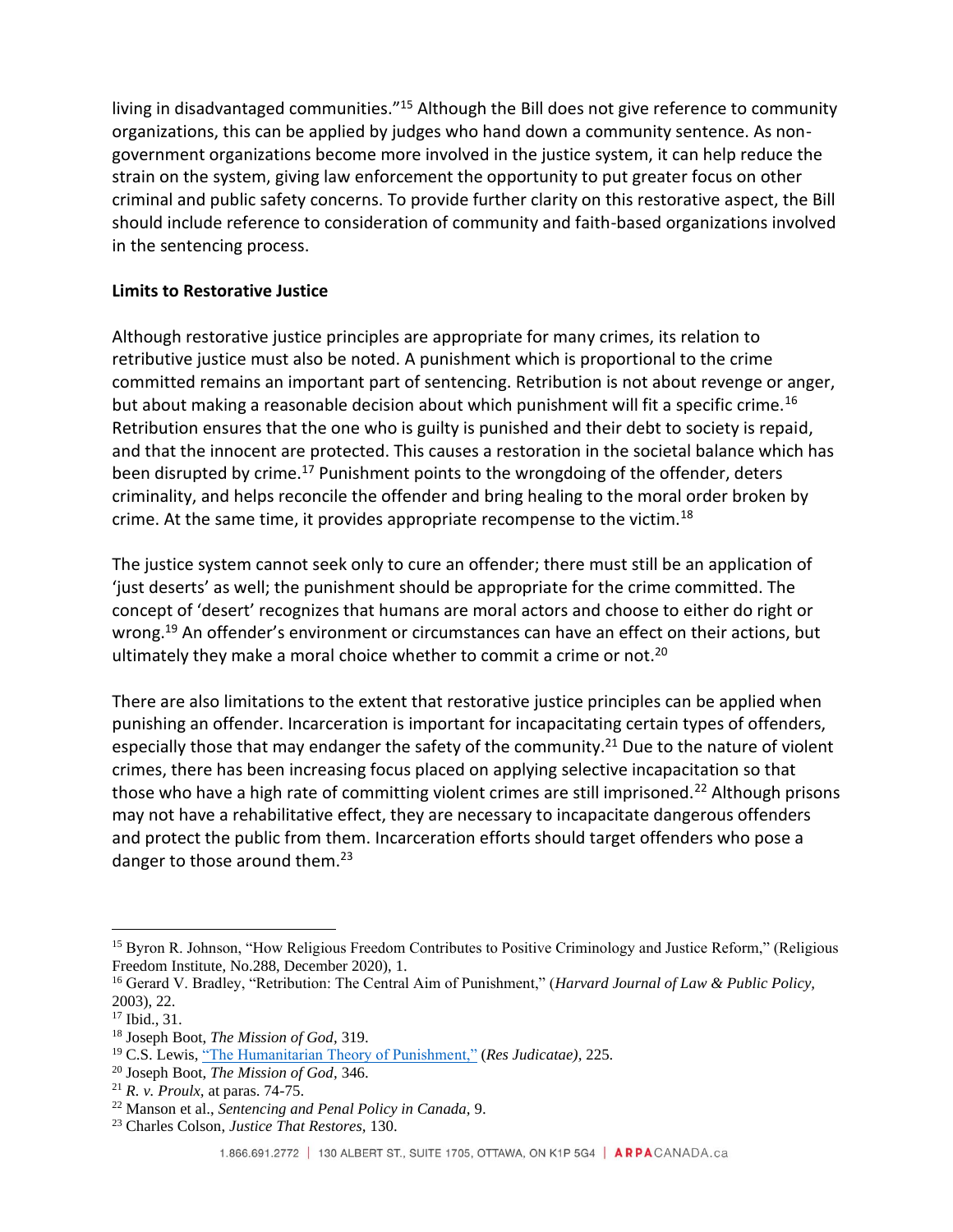living in disadvantaged communities."[15] Although the Bill does not give reference to community organizations, this can be applied by judges who hand down a community sentence. As non-government organizations become more involved in the justice system, it can help reduce the strain on the system, giving law enforcement the opportunity to put greater focus on other criminal and public safety concerns. To provide further clarity on this restorative aspect, the Bill should include reference to consideration of community and faith-based organizations involved in the sentencing process.

**Limits to Restorative Justice**

Although restorative justice principles are appropriate for many crimes, its relation to retributive justice must also be noted. A punishment which is proportional to the crime committed remains an important part of sentencing. Retribution is not about revenge or anger, but about making a reasonable decision about which punishment will fit a specific crime.[16] Retribution ensures that the one who is guilty is punished and their debt to society is repaid, and that the innocent are protected. This causes a restoration in the societal balance which has been disrupted by crime.[17] Punishment points to the wrongdoing of the offender, deters criminality, and helps reconcile the offender and bring healing to the moral order broken by crime. At the same time, it provides appropriate recompense to the victim.[18]

The justice system cannot seek only to cure an offender; there must still be an application of 'just deserts' as well; the punishment should be appropriate for the crime committed. The concept of 'desert' recognizes that humans are moral actors and choose to either do right or wrong.[19] An offender's environment or circumstances can have an effect on their actions, but ultimately they make a moral choice whether to commit a crime or not.[20]

There are also limitations to the extent that restorative justice principles can be applied when punishing an offender. Incarceration is important for incapacitating certain types of offenders, especially those that may endanger the safety of the community.[21] Due to the nature of violent crimes, there has been increasing focus placed on applying selective incapacitation so that those who have a high rate of committing violent crimes are still imprisoned.[22] Although prisons may not have a rehabilitative effect, they are necessary to incapacitate dangerous offenders and protect the public from them. Incarceration efforts should target offenders who pose a danger to those around them.[23]

---

[15] Byron R. Johnson, "How Religious Freedom Contributes to Positive Criminology and Justice Reform," (Religious Freedom Institute, No.288, December 2020), 1.
[16] Gerard V. Bradley, "Retribution: The Central Aim of Punishment," (*Harvard Journal of Law & Public Policy*, 2003), 22.
[17] Ibid., 31.
[18] Joseph Boot, *The Mission of God*, 319.
[19] C.S. Lewis, "The Humanitarian Theory of Punishment," (*Res Judicatae)*, 225.
[20] Joseph Boot, *The Mission of God*, 346.
[21] *R. v. Proulx,* at paras. 74-75.
[22] Manson et al., *Sentencing and Penal Policy in Canada*, 9.
[23] Charles Colson, *Justice That Restores*, 130.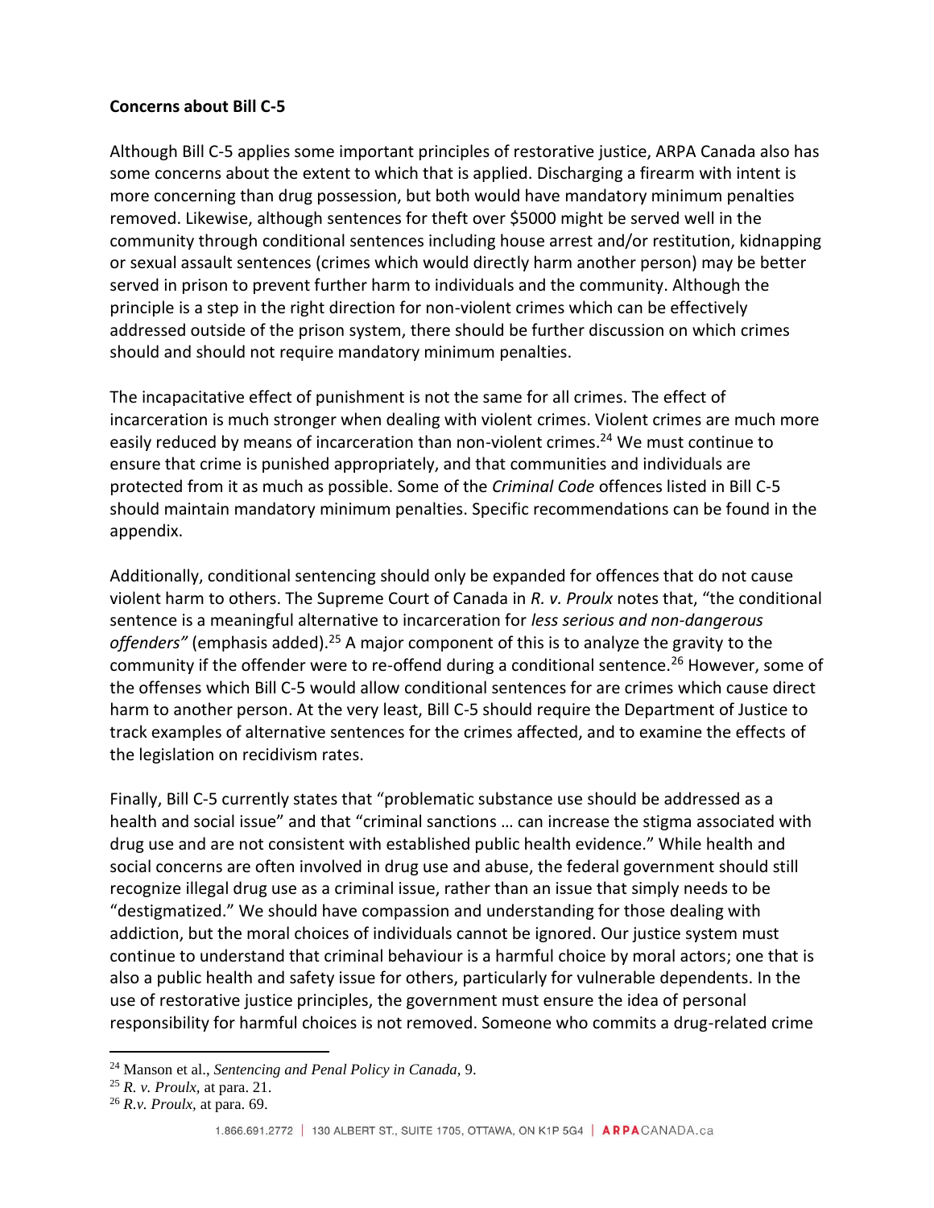**Concerns about Bill C-5**

Although Bill C-5 applies some important principles of restorative justice, ARPA Canada also has some concerns about the extent to which that is applied. Discharging a firearm with intent is more concerning than drug possession, but both would have mandatory minimum penalties removed. Likewise, although sentences for theft over $5000 might be served well in the community through conditional sentences including house arrest and/or restitution, kidnapping or sexual assault sentences (crimes which would directly harm another person) may be better served in prison to prevent further harm to individuals and the community. Although the principle is a step in the right direction for non-violent crimes which can be effectively addressed outside of the prison system, there should be further discussion on which crimes should and should not require mandatory minimum penalties.

The incapacitative effect of punishment is not the same for all crimes. The effect of incarceration is much stronger when dealing with violent crimes. Violent crimes are much more easily reduced by means of incarceration than non-violent crimes.[24] We must continue to ensure that crime is punished appropriately, and that communities and individuals are protected from it as much as possible. Some of the *Criminal Code* offences listed in Bill C-5 should maintain mandatory minimum penalties. Specific recommendations can be found in the appendix.

Additionally, conditional sentencing should only be expanded for offences that do not cause violent harm to others. The Supreme Court of Canada in *R. v. Proulx* notes that, "the conditional sentence is a meaningful alternative to incarceration for *less serious and non-dangerous offenders"* (emphasis added).[25] A major component of this is to analyze the gravity to the community if the offender were to re-offend during a conditional sentence.[26] However, some of the offenses which Bill C-5 would allow conditional sentences for are crimes which cause direct harm to another person. At the very least, Bill C-5 should require the Department of Justice to track examples of alternative sentences for the crimes affected, and to examine the effects of the legislation on recidivism rates.

Finally, Bill C-5 currently states that "problematic substance use should be addressed as a health and social issue" and that "criminal sanctions … can increase the stigma associated with drug use and are not consistent with established public health evidence." While health and social concerns are often involved in drug use and abuse, the federal government should still recognize illegal drug use as a criminal issue, rather than an issue that simply needs to be "destigmatized." We should have compassion and understanding for those dealing with addiction, but the moral choices of individuals cannot be ignored. Our justice system must continue to understand that criminal behaviour is a harmful choice by moral actors; one that is also a public health and safety issue for others, particularly for vulnerable dependents. In the use of restorative justice principles, the government must ensure the idea of personal responsibility for harmful choices is not removed. Someone who commits a drug-related crime

---

[24] Manson et al., *Sentencing and Penal Policy in Canada*, 9.

[25] *R. v. Proulx*, at para. 21.

[26] *R.v. Proulx*, at para. 69.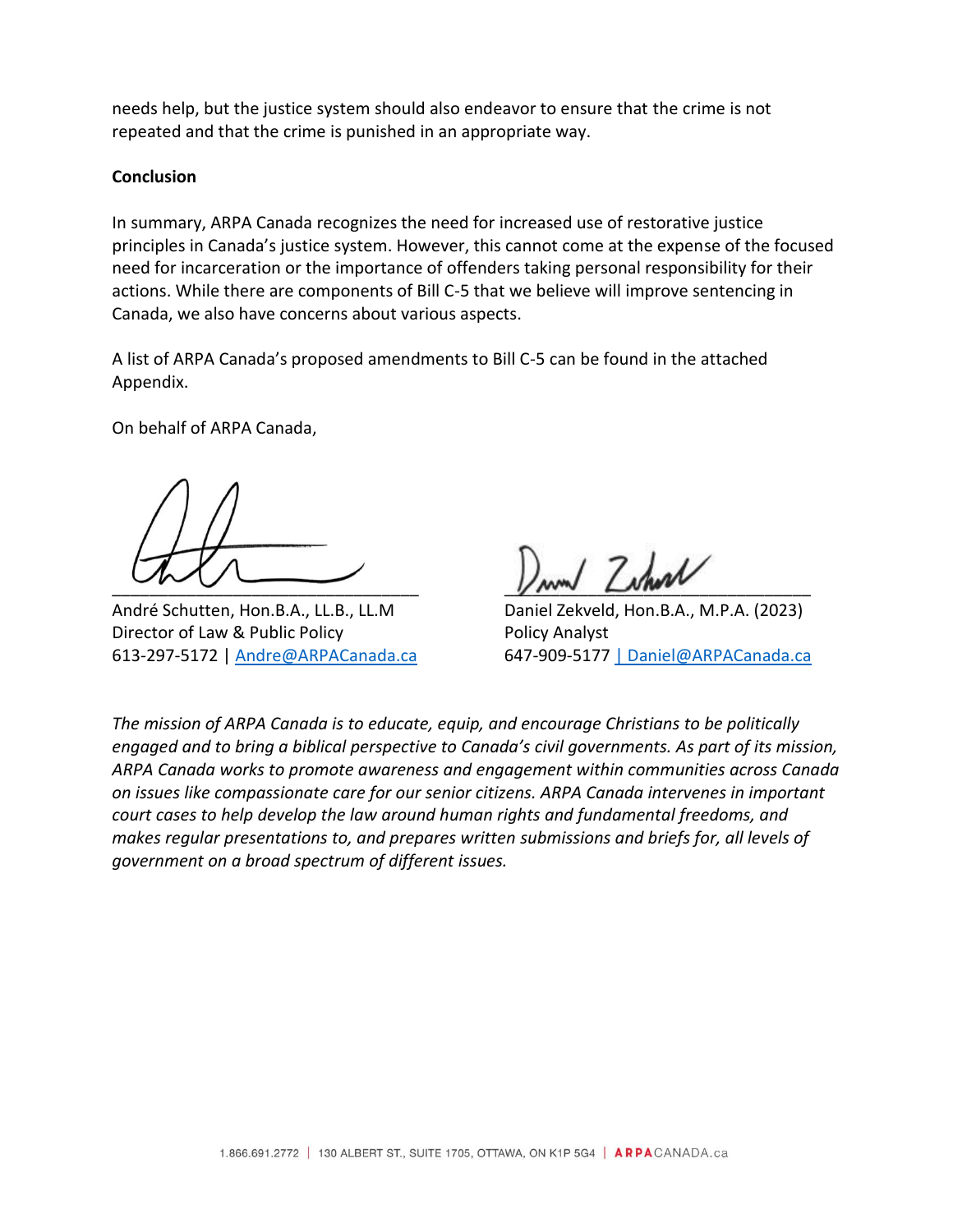needs help, but the justice system should also endeavor to ensure that the crime is not repeated and that the crime is punished in an appropriate way.

**Conclusion**

In summary, ARPA Canada recognizes the need for increased use of restorative justice principles in Canada's justice system. However, this cannot come at the expense of the focused need for incarceration or the importance of offenders taking personal responsibility for their actions. While there are components of Bill C-5 that we believe will improve sentencing in Canada, we also have concerns about various aspects.

A list of ARPA Canada's proposed amendments to Bill C-5 can be found in the attached Appendix.

On behalf of ARPA Canada,

André Schutten, Hon.B.A., LL.B., LL.M
Director of Law & Public Policy
613-297-5172 | Andre@ARPACanada.ca

Daniel Zekveld, Hon.B.A., M.P.A. (2023)
Policy Analyst
647-909-5177 | Daniel@ARPACanada.ca

*The mission of ARPA Canada is to educate, equip, and encourage Christians to be politically engaged and to bring a biblical perspective to Canada's civil governments. As part of its mission, ARPA Canada works to promote awareness and engagement within communities across Canada on issues like compassionate care for our senior citizens. ARPA Canada intervenes in important court cases to help develop the law around human rights and fundamental freedoms, and makes regular presentations to, and prepares written submissions and briefs for, all levels of government on a broad spectrum of different issues.*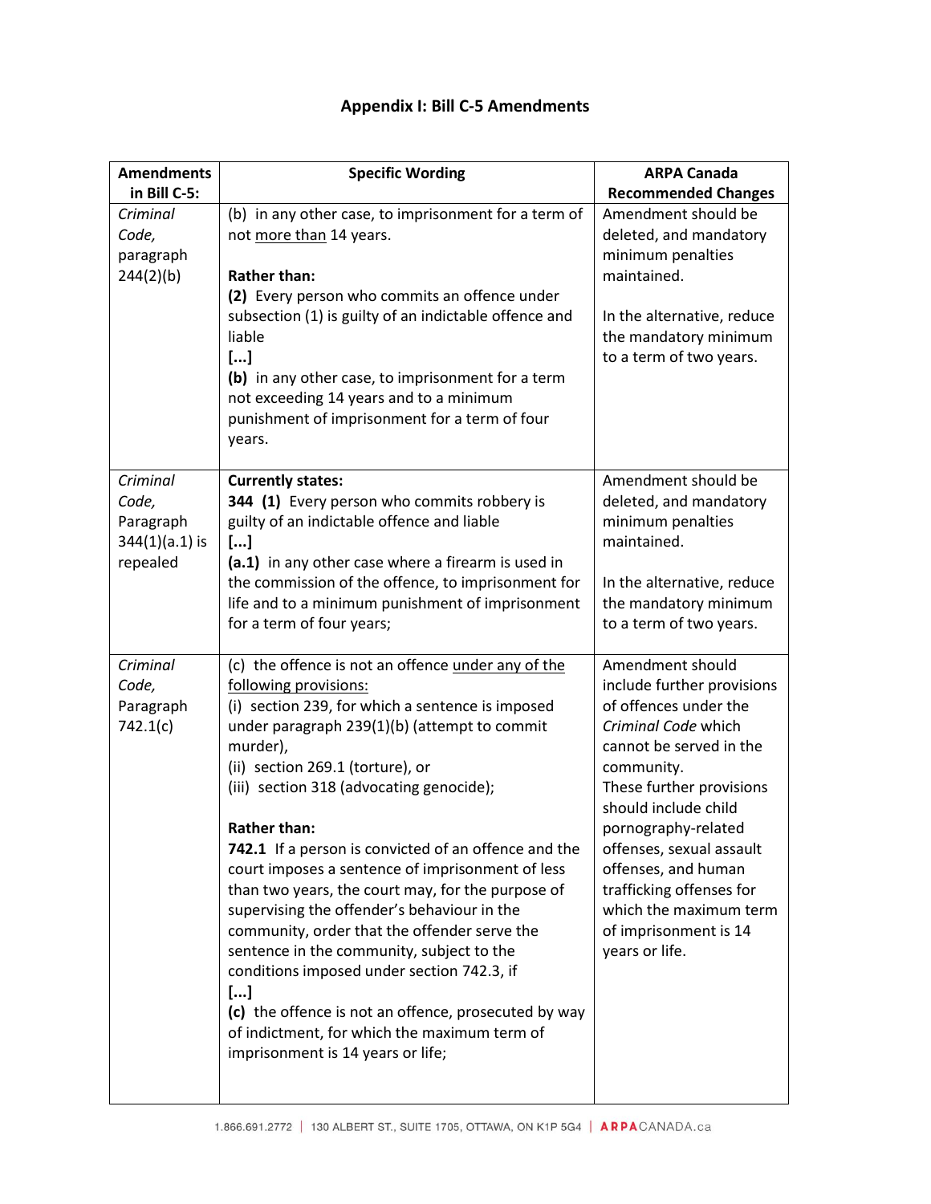# Appendix I: Bill C-5 Amendments

| Amendments in Bill C-5: | Specific Wording | ARPA Canada Recommended Changes |
|---|---|---|
| *Criminal Code,* paragraph 244(2)(b) | (b) in any other case, to imprisonment for a term of not <u>more than</u> 14 years.<br><br>**Rather than:**<br>**(2)** Every person who commits an offence under subsection (1) is guilty of an indictable offence and liable<br>**[...]**<br>**(b)** in any other case, to imprisonment for a term not exceeding 14 years and to a minimum punishment of imprisonment for a term of four years. | Amendment should be deleted, and mandatory minimum penalties maintained.<br><br>In the alternative, reduce the mandatory minimum to a term of two years. |
| *Criminal Code,* Paragraph 344(1)(a.1) is repealed | **Currently states:**<br>**344 (1)** Every person who commits robbery is guilty of an indictable offence and liable<br>**[...]**<br>**(a.1)** in any other case where a firearm is used in the commission of the offence, to imprisonment for life and to a minimum punishment of imprisonment for a term of four years; | Amendment should be deleted, and mandatory minimum penalties maintained.<br><br>In the alternative, reduce the mandatory minimum to a term of two years. |
| *Criminal Code,* Paragraph 742.1(c) | (c) the offence is not an offence <u>under any of the following provisions:</u><br>(i) section 239, for which a sentence is imposed under paragraph 239(1)(b) (attempt to commit murder),<br>(ii) section 269.1 (torture), or<br>(iii) section 318 (advocating genocide);<br><br>**Rather than:**<br>**742.1** If a person is convicted of an offence and the court imposes a sentence of imprisonment of less than two years, the court may, for the purpose of supervising the offender's behaviour in the community, order that the offender serve the sentence in the community, subject to the conditions imposed under section 742.3, if<br>**[...]**<br>**(c)** the offence is not an offence, prosecuted by way of indictment, for which the maximum term of imprisonment is 14 years or life; | Amendment should include further provisions of offences under the *Criminal Code* which cannot be served in the community.<br>These further provisions should include child pornography-related offenses, sexual assault offenses, and human trafficking offenses for which the maximum term of imprisonment is 14 years or life. |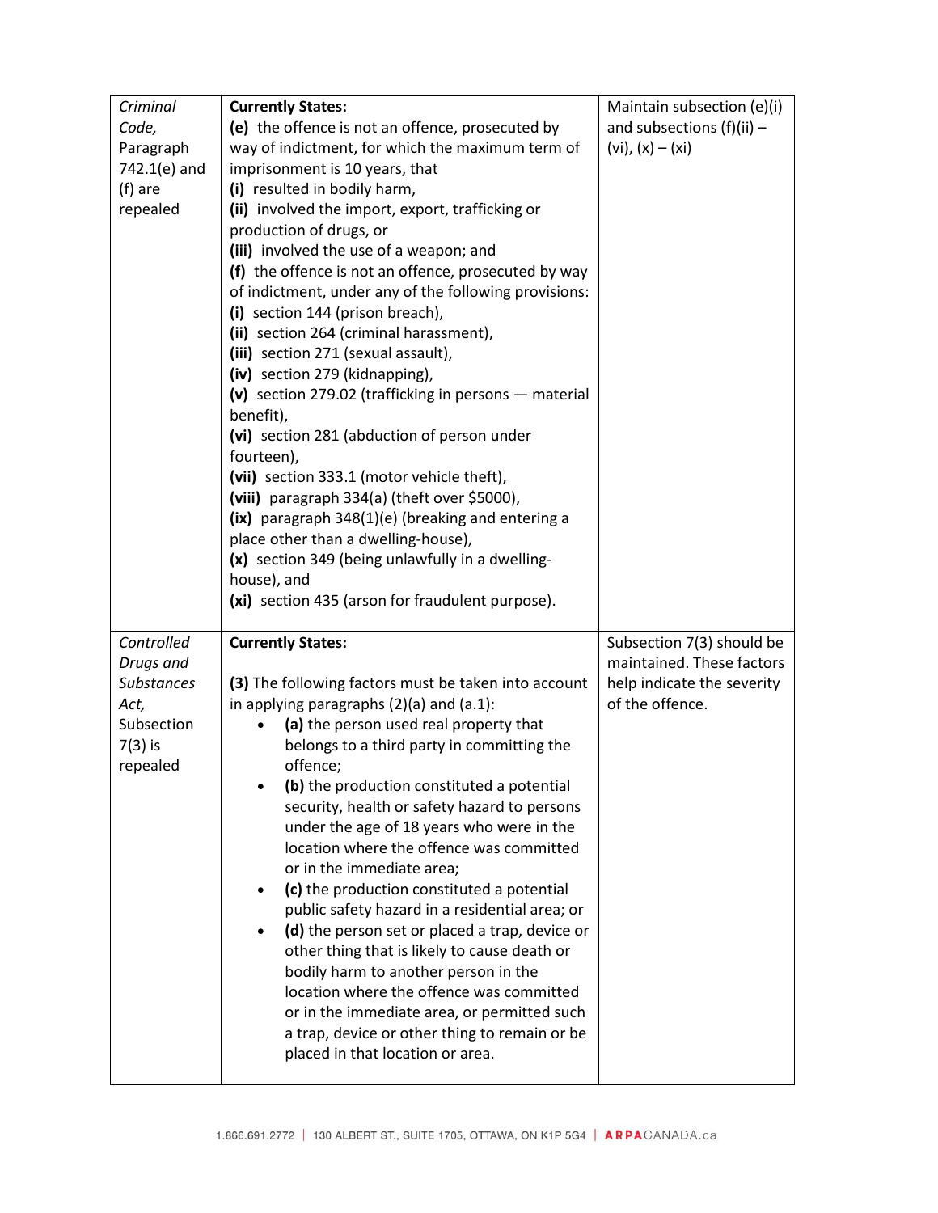| | | |
|---|---|---|
| *Criminal Code,* Paragraph 742.1(e) and (f) are repealed | **Currently States:**<br>**(e)** the offence is not an offence, prosecuted by way of indictment, for which the maximum term of imprisonment is 10 years, that<br>**(i)** resulted in bodily harm,<br>**(ii)** involved the import, export, trafficking or production of drugs, or<br>**(iii)** involved the use of a weapon; and<br>**(f)** the offence is not an offence, prosecuted by way of indictment, under any of the following provisions:<br>**(i)** section 144 (prison breach),<br>**(ii)** section 264 (criminal harassment),<br>**(iii)** section 271 (sexual assault),<br>**(iv)** section 279 (kidnapping),<br>**(v)** section 279.02 (trafficking in persons — material benefit),<br>**(vi)** section 281 (abduction of person under fourteen),<br>**(vii)** section 333.1 (motor vehicle theft),<br>**(viii)** paragraph 334(a) (theft over $5000),<br>**(ix)** paragraph 348(1)(e) (breaking and entering a place other than a dwelling-house),<br>**(x)** section 349 (being unlawfully in a dwelling-house), and<br>**(xi)** section 435 (arson for fraudulent purpose). | Maintain subsection (e)(i) and subsections (f)(ii) – (vi), (x) – (xi) |
| *Controlled Drugs and Substances Act,* Subsection 7(3) is repealed | **Currently States:**<br><br>**(3)** The following factors must be taken into account in applying paragraphs (2)(a) and (a.1):<br>• **(a)** the person used real property that belongs to a third party in committing the offence;<br>• **(b)** the production constituted a potential security, health or safety hazard to persons under the age of 18 years who were in the location where the offence was committed or in the immediate area;<br>• **(c)** the production constituted a potential public safety hazard in a residential area; or<br>• **(d)** the person set or placed a trap, device or other thing that is likely to cause death or bodily harm to another person in the location where the offence was committed or in the immediate area, or permitted such a trap, device or other thing to remain or be placed in that location or area. | Subsection 7(3) should be maintained. These factors help indicate the severity of the offence. |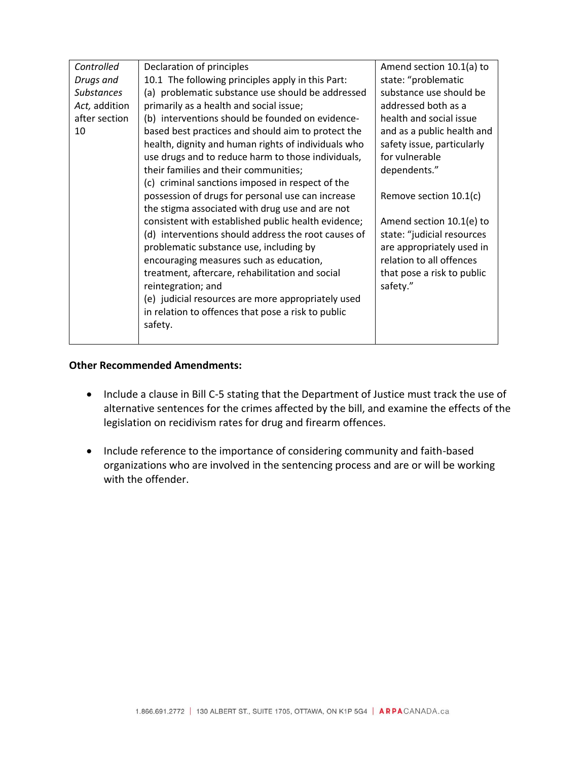| | | |
|---|---|---|
| *Controlled Drugs and Substances Act,* addition after section 10 | Declaration of principles<br>10.1 The following principles apply in this Part:<br>(a) problematic substance use should be addressed primarily as a health and social issue;<br>(b) interventions should be founded on evidence-based best practices and should aim to protect the health, dignity and human rights of individuals who use drugs and to reduce harm to those individuals, their families and their communities;<br>(c) criminal sanctions imposed in respect of the possession of drugs for personal use can increase the stigma associated with drug use and are not consistent with established public health evidence;<br>(d) interventions should address the root causes of problematic substance use, including by encouraging measures such as education, treatment, aftercare, rehabilitation and social reintegration; and<br>(e) judicial resources are more appropriately used in relation to offences that pose a risk to public safety. | Amend section 10.1(a) to state: "problematic substance use should be addressed both as a health and social issue and as a public health and safety issue, particularly for vulnerable dependents."<br><br>Remove section 10.1(c)<br><br>Amend section 10.1(e) to state: "judicial resources are appropriately used in relation to all offences that pose a risk to public safety." |

**Other Recommended Amendments:**

- Include a clause in Bill C-5 stating that the Department of Justice must track the use of alternative sentences for the crimes affected by the bill, and examine the effects of the legislation on recidivism rates for drug and firearm offences.

- Include reference to the importance of considering community and faith-based organizations who are involved in the sentencing process and are or will be working with the offender.